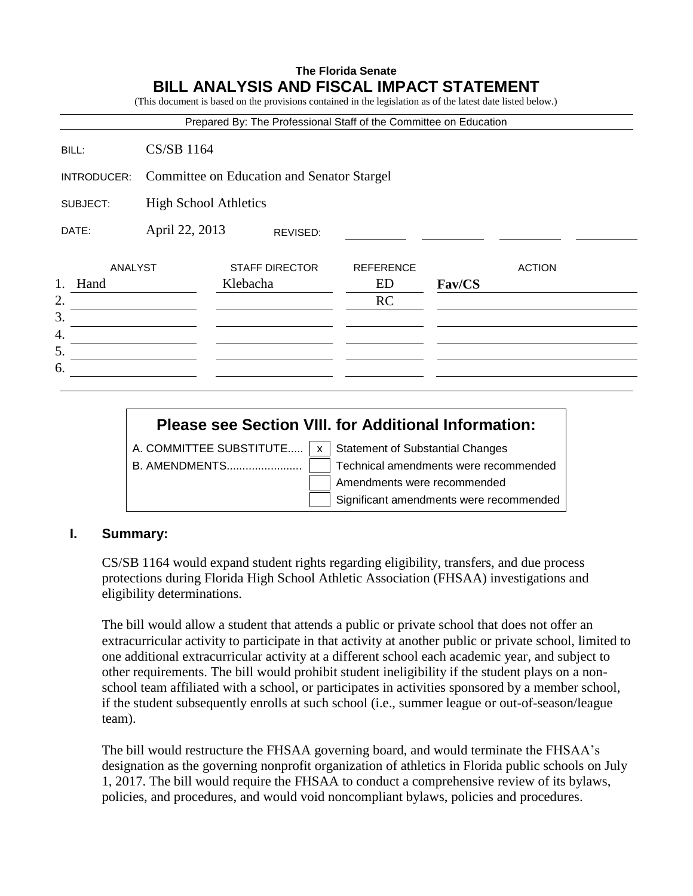**The Florida Senate**

# BILL ANALYSIS AND FISCAL IMPACT STATEMENT

(This document is based on the provisions contained in the legislation as of the latest date listed below.)

Prepared By: The Professional Staff of the Committee on Education

| | |
|---|---|
| BILL: | CS/SB 1164 |
| INTRODUCER: | Committee on Education and Senator Stargel |
| SUBJECT: | High School Athletics |
| DATE: | April 22, 2013 REVISED: |

| | ANALYST | STAFF DIRECTOR | REFERENCE | ACTION |
|---|---|---|---|---|
| 1. | Hand | Klebacha | ED | **Fav/CS** |
| 2. | | | RC | |
| 3. | | | | |
| 4. | | | | |
| 5. | | | | |
| 6. | | | | |

**Please see Section VIII. for Additional Information:**

| | | |
|---|---|---|
| A. COMMITTEE SUBSTITUTE..... | x | Statement of Substantial Changes |
| B. AMENDMENTS........................ | | Technical amendments were recommended |
| | | Amendments were recommended |
| | | Significant amendments were recommended |

## I. Summary:

CS/SB 1164 would expand student rights regarding eligibility, transfers, and due process protections during Florida High School Athletic Association (FHSAA) investigations and eligibility determinations.

The bill would allow a student that attends a public or private school that does not offer an extracurricular activity to participate in that activity at another public or private school, limited to one additional extracurricular activity at a different school each academic year, and subject to other requirements. The bill would prohibit student ineligibility if the student plays on a non-school team affiliated with a school, or participates in activities sponsored by a member school, if the student subsequently enrolls at such school (i.e., summer league or out-of-season/league team).

The bill would restructure the FHSAA governing board, and would terminate the FHSAA's designation as the governing nonprofit organization of athletics in Florida public schools on July 1, 2017. The bill would require the FHSAA to conduct a comprehensive review of its bylaws, policies, and procedures, and would void noncompliant bylaws, policies and procedures.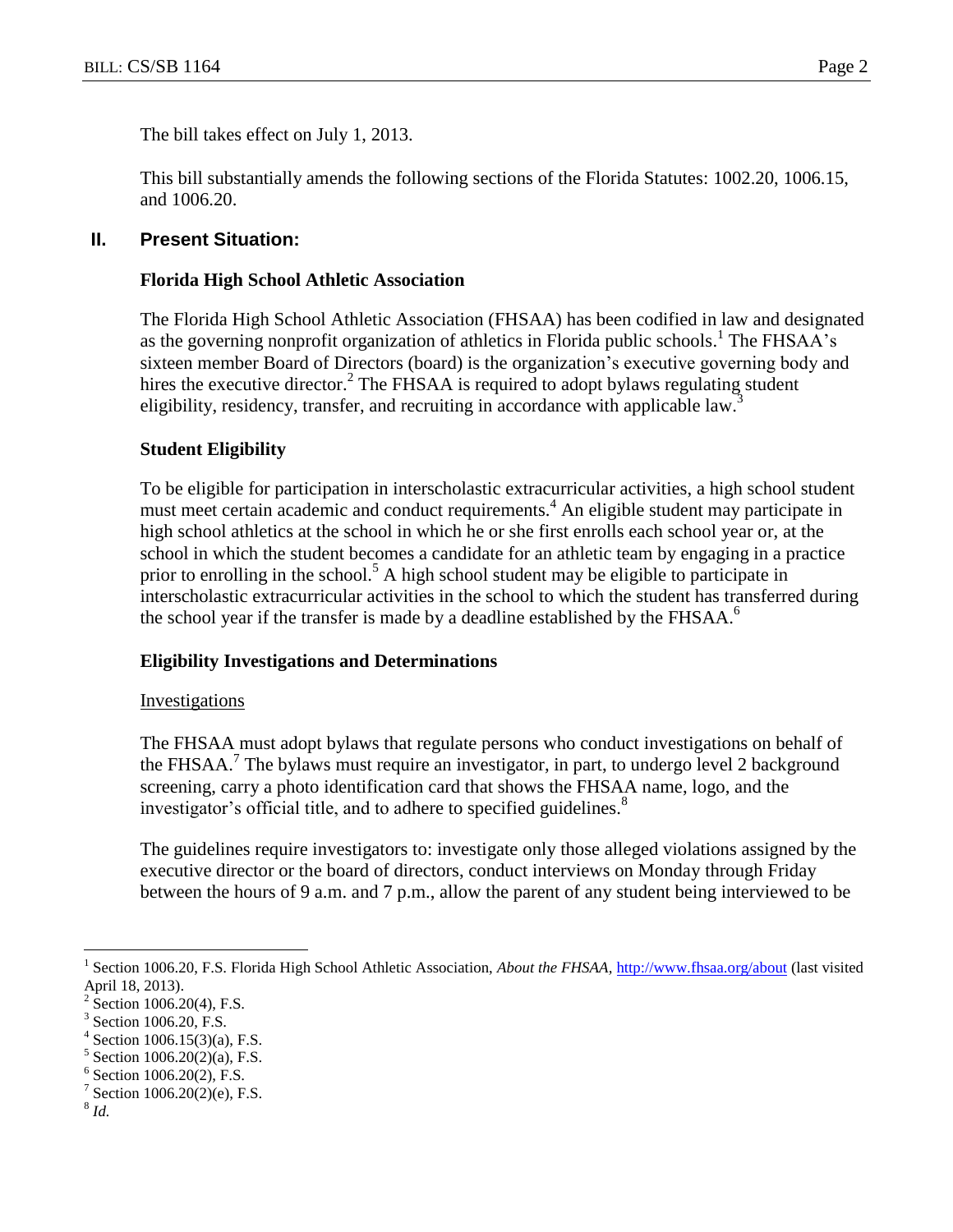The bill takes effect on July 1, 2013.

This bill substantially amends the following sections of the Florida Statutes: 1002.20, 1006.15, and 1006.20.

## II. Present Situation:

### Florida High School Athletic Association

The Florida High School Athletic Association (FHSAA) has been codified in law and designated as the governing nonprofit organization of athletics in Florida public schools.[1] The FHSAA's sixteen member Board of Directors (board) is the organization's executive governing body and hires the executive director.[2] The FHSAA is required to adopt bylaws regulating student eligibility, residency, transfer, and recruiting in accordance with applicable law.[3]

### Student Eligibility

To be eligible for participation in interscholastic extracurricular activities, a high school student must meet certain academic and conduct requirements.[4] An eligible student may participate in high school athletics at the school in which he or she first enrolls each school year or, at the school in which the student becomes a candidate for an athletic team by engaging in a practice prior to enrolling in the school.[5] A high school student may be eligible to participate in interscholastic extracurricular activities in the school to which the student has transferred during the school year if the transfer is made by a deadline established by the FHSAA.[6]

### Eligibility Investigations and Determinations

Investigations

The FHSAA must adopt bylaws that regulate persons who conduct investigations on behalf of the FHSAA.[7] The bylaws must require an investigator, in part, to undergo level 2 background screening, carry a photo identification card that shows the FHSAA name, logo, and the investigator's official title, and to adhere to specified guidelines.[8]

The guidelines require investigators to: investigate only those alleged violations assigned by the executive director or the board of directors, conduct interviews on Monday through Friday between the hours of 9 a.m. and 7 p.m., allow the parent of any student being interviewed to be

---

[1] Section 1006.20, F.S. Florida High School Athletic Association, *About the FHSAA*, http://www.fhsaa.org/about (last visited April 18, 2013).

[2] Section 1006.20(4), F.S.

[3] Section 1006.20, F.S.

[4] Section 1006.15(3)(a), F.S.

[5] Section 1006.20(2)(a), F.S.

[6] Section 1006.20(2), F.S.

[7] Section 1006.20(2)(e), F.S.

[8] *Id.*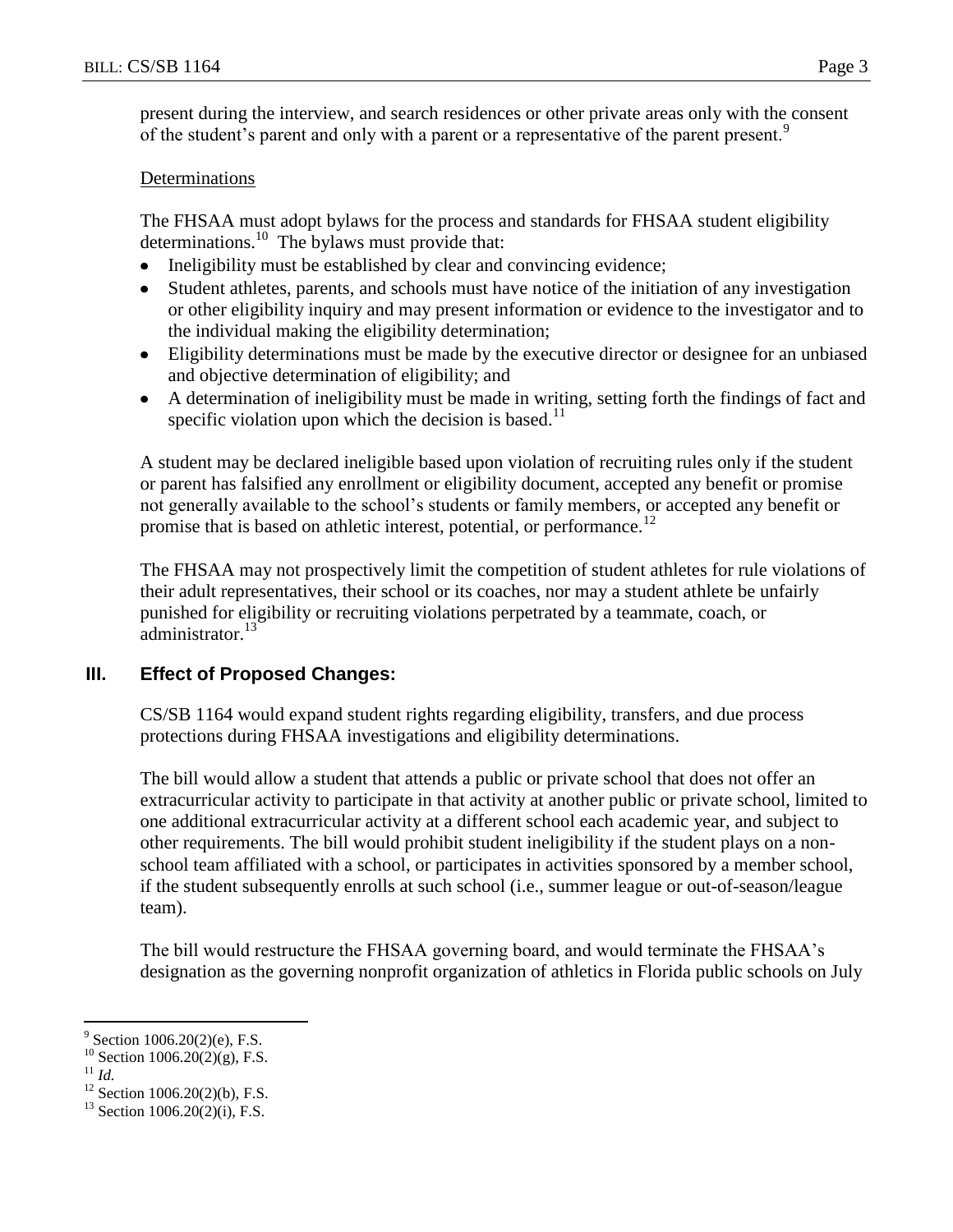present during the interview, and search residences or other private areas only with the consent of the student's parent and only with a parent or a representative of the parent present.[9]

Determinations

The FHSAA must adopt bylaws for the process and standards for FHSAA student eligibility determinations.[10] The bylaws must provide that:

- Ineligibility must be established by clear and convincing evidence;
- Student athletes, parents, and schools must have notice of the initiation of any investigation or other eligibility inquiry and may present information or evidence to the investigator and to the individual making the eligibility determination;
- Eligibility determinations must be made by the executive director or designee for an unbiased and objective determination of eligibility; and
- A determination of ineligibility must be made in writing, setting forth the findings of fact and specific violation upon which the decision is based.[11]

A student may be declared ineligible based upon violation of recruiting rules only if the student or parent has falsified any enrollment or eligibility document, accepted any benefit or promise not generally available to the school's students or family members, or accepted any benefit or promise that is based on athletic interest, potential, or performance.[12]

The FHSAA may not prospectively limit the competition of student athletes for rule violations of their adult representatives, their school or its coaches, nor may a student athlete be unfairly punished for eligibility or recruiting violations perpetrated by a teammate, coach, or administrator.[13]

## III. Effect of Proposed Changes:

CS/SB 1164 would expand student rights regarding eligibility, transfers, and due process protections during FHSAA investigations and eligibility determinations.

The bill would allow a student that attends a public or private school that does not offer an extracurricular activity to participate in that activity at another public or private school, limited to one additional extracurricular activity at a different school each academic year, and subject to other requirements. The bill would prohibit student ineligibility if the student plays on a non-school team affiliated with a school, or participates in activities sponsored by a member school, if the student subsequently enrolls at such school (i.e., summer league or out-of-season/league team).

The bill would restructure the FHSAA governing board, and would terminate the FHSAA's designation as the governing nonprofit organization of athletics in Florida public schools on July

---

[9] Section 1006.20(2)(e), F.S.

[10] Section 1006.20(2)(g), F.S.

[11] *Id.*

[12] Section 1006.20(2)(b), F.S.

[13] Section 1006.20(2)(i), F.S.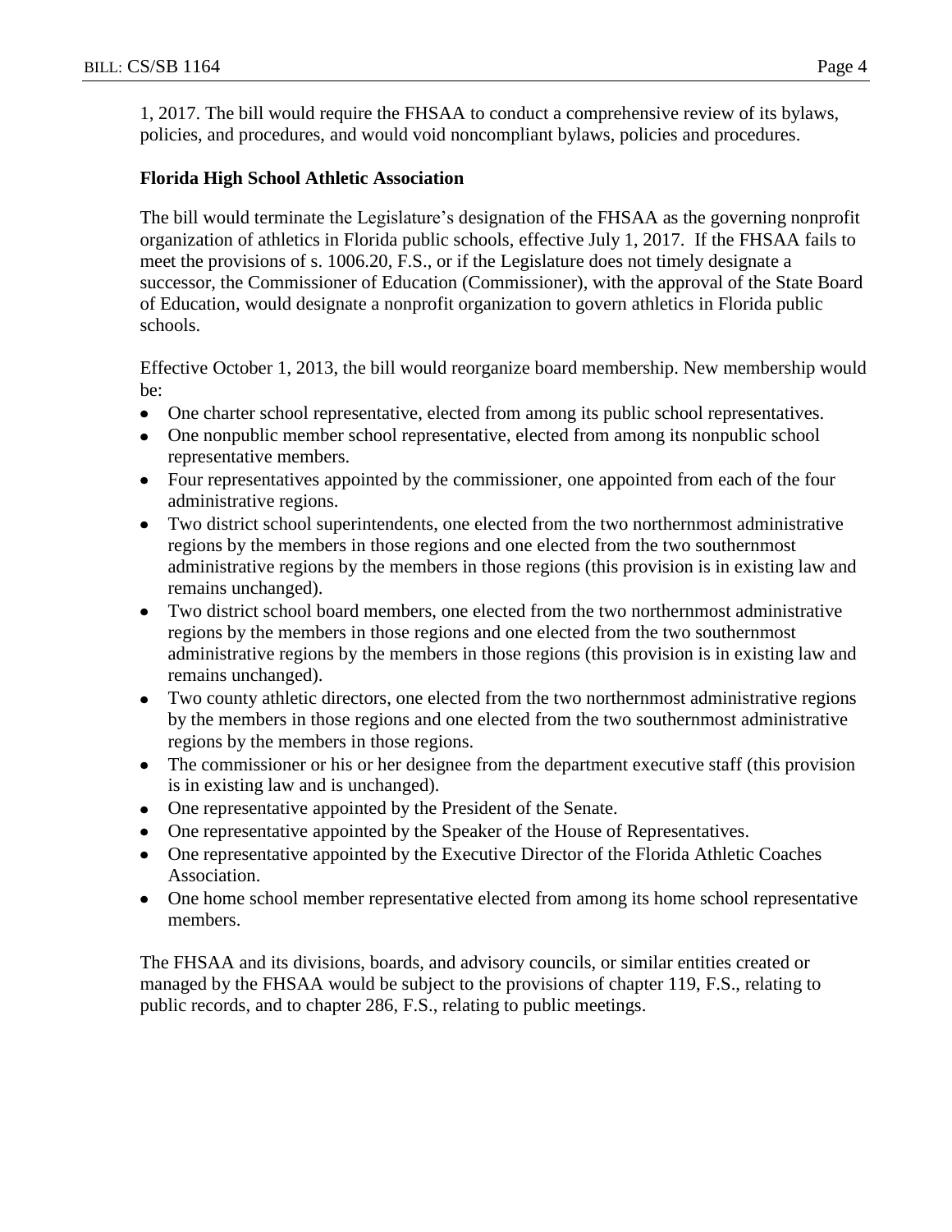1, 2017. The bill would require the FHSAA to conduct a comprehensive review of its bylaws, policies, and procedures, and would void noncompliant bylaws, policies and procedures.

**Florida High School Athletic Association**

The bill would terminate the Legislature's designation of the FHSAA as the governing nonprofit organization of athletics in Florida public schools, effective July 1, 2017. If the FHSAA fails to meet the provisions of s. 1006.20, F.S., or if the Legislature does not timely designate a successor, the Commissioner of Education (Commissioner), with the approval of the State Board of Education, would designate a nonprofit organization to govern athletics in Florida public schools.

Effective October 1, 2013, the bill would reorganize board membership. New membership would be:

- One charter school representative, elected from among its public school representatives.
- One nonpublic member school representative, elected from among its nonpublic school representative members.
- Four representatives appointed by the commissioner, one appointed from each of the four administrative regions.
- Two district school superintendents, one elected from the two northernmost administrative regions by the members in those regions and one elected from the two southernmost administrative regions by the members in those regions (this provision is in existing law and remains unchanged).
- Two district school board members, one elected from the two northernmost administrative regions by the members in those regions and one elected from the two southernmost administrative regions by the members in those regions (this provision is in existing law and remains unchanged).
- Two county athletic directors, one elected from the two northernmost administrative regions by the members in those regions and one elected from the two southernmost administrative regions by the members in those regions.
- The commissioner or his or her designee from the department executive staff (this provision is in existing law and is unchanged).
- One representative appointed by the President of the Senate.
- One representative appointed by the Speaker of the House of Representatives.
- One representative appointed by the Executive Director of the Florida Athletic Coaches Association.
- One home school member representative elected from among its home school representative members.

The FHSAA and its divisions, boards, and advisory councils, or similar entities created or managed by the FHSAA would be subject to the provisions of chapter 119, F.S., relating to public records, and to chapter 286, F.S., relating to public meetings.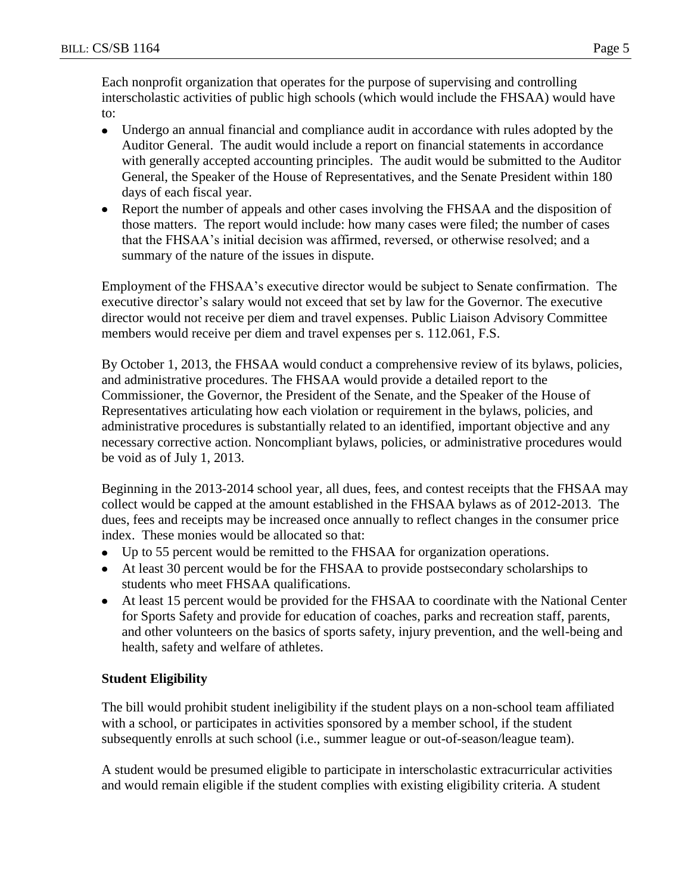Each nonprofit organization that operates for the purpose of supervising and controlling interscholastic activities of public high schools (which would include the FHSAA) would have to:

- Undergo an annual financial and compliance audit in accordance with rules adopted by the Auditor General. The audit would include a report on financial statements in accordance with generally accepted accounting principles. The audit would be submitted to the Auditor General, the Speaker of the House of Representatives, and the Senate President within 180 days of each fiscal year.
- Report the number of appeals and other cases involving the FHSAA and the disposition of those matters. The report would include: how many cases were filed; the number of cases that the FHSAA's initial decision was affirmed, reversed, or otherwise resolved; and a summary of the nature of the issues in dispute.

Employment of the FHSAA's executive director would be subject to Senate confirmation. The executive director's salary would not exceed that set by law for the Governor. The executive director would not receive per diem and travel expenses. Public Liaison Advisory Committee members would receive per diem and travel expenses per s. 112.061, F.S.

By October 1, 2013, the FHSAA would conduct a comprehensive review of its bylaws, policies, and administrative procedures. The FHSAA would provide a detailed report to the Commissioner, the Governor, the President of the Senate, and the Speaker of the House of Representatives articulating how each violation or requirement in the bylaws, policies, and administrative procedures is substantially related to an identified, important objective and any necessary corrective action. Noncompliant bylaws, policies, or administrative procedures would be void as of July 1, 2013.

Beginning in the 2013-2014 school year, all dues, fees, and contest receipts that the FHSAA may collect would be capped at the amount established in the FHSAA bylaws as of 2012-2013. The dues, fees and receipts may be increased once annually to reflect changes in the consumer price index. These monies would be allocated so that:

- Up to 55 percent would be remitted to the FHSAA for organization operations.
- At least 30 percent would be for the FHSAA to provide postsecondary scholarships to students who meet FHSAA qualifications.
- At least 15 percent would be provided for the FHSAA to coordinate with the National Center for Sports Safety and provide for education of coaches, parks and recreation staff, parents, and other volunteers on the basics of sports safety, injury prevention, and the well-being and health, safety and welfare of athletes.

**Student Eligibility**

The bill would prohibit student ineligibility if the student plays on a non-school team affiliated with a school, or participates in activities sponsored by a member school, if the student subsequently enrolls at such school (i.e., summer league or out-of-season/league team).

A student would be presumed eligible to participate in interscholastic extracurricular activities and would remain eligible if the student complies with existing eligibility criteria. A student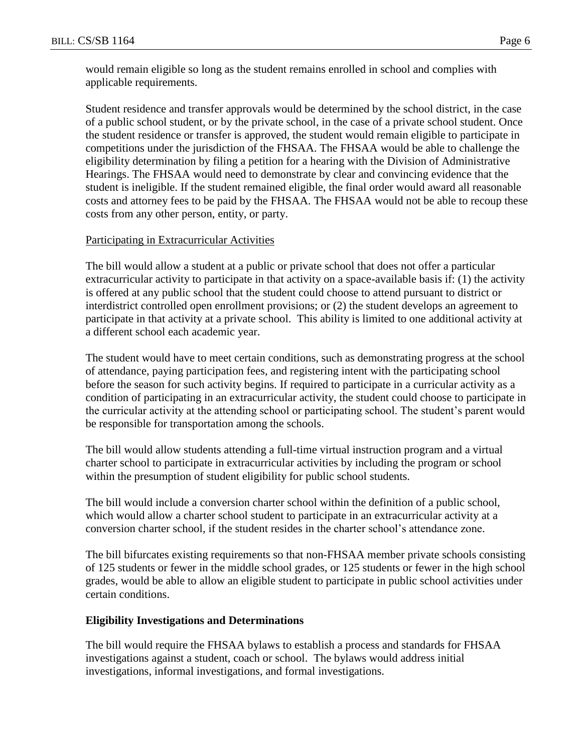would remain eligible so long as the student remains enrolled in school and complies with applicable requirements.

Student residence and transfer approvals would be determined by the school district, in the case of a public school student, or by the private school, in the case of a private school student. Once the student residence or transfer is approved, the student would remain eligible to participate in competitions under the jurisdiction of the FHSAA. The FHSAA would be able to challenge the eligibility determination by filing a petition for a hearing with the Division of Administrative Hearings. The FHSAA would need to demonstrate by clear and convincing evidence that the student is ineligible. If the student remained eligible, the final order would award all reasonable costs and attorney fees to be paid by the FHSAA. The FHSAA would not be able to recoup these costs from any other person, entity, or party.

Participating in Extracurricular Activities

The bill would allow a student at a public or private school that does not offer a particular extracurricular activity to participate in that activity on a space-available basis if: (1) the activity is offered at any public school that the student could choose to attend pursuant to district or interdistrict controlled open enrollment provisions; or (2) the student develops an agreement to participate in that activity at a private school. This ability is limited to one additional activity at a different school each academic year.

The student would have to meet certain conditions, such as demonstrating progress at the school of attendance, paying participation fees, and registering intent with the participating school before the season for such activity begins. If required to participate in a curricular activity as a condition of participating in an extracurricular activity, the student could choose to participate in the curricular activity at the attending school or participating school. The student's parent would be responsible for transportation among the schools.

The bill would allow students attending a full-time virtual instruction program and a virtual charter school to participate in extracurricular activities by including the program or school within the presumption of student eligibility for public school students.

The bill would include a conversion charter school within the definition of a public school, which would allow a charter school student to participate in an extracurricular activity at a conversion charter school, if the student resides in the charter school's attendance zone.

The bill bifurcates existing requirements so that non-FHSAA member private schools consisting of 125 students or fewer in the middle school grades, or 125 students or fewer in the high school grades, would be able to allow an eligible student to participate in public school activities under certain conditions.

**Eligibility Investigations and Determinations**

The bill would require the FHSAA bylaws to establish a process and standards for FHSAA investigations against a student, coach or school. The bylaws would address initial investigations, informal investigations, and formal investigations.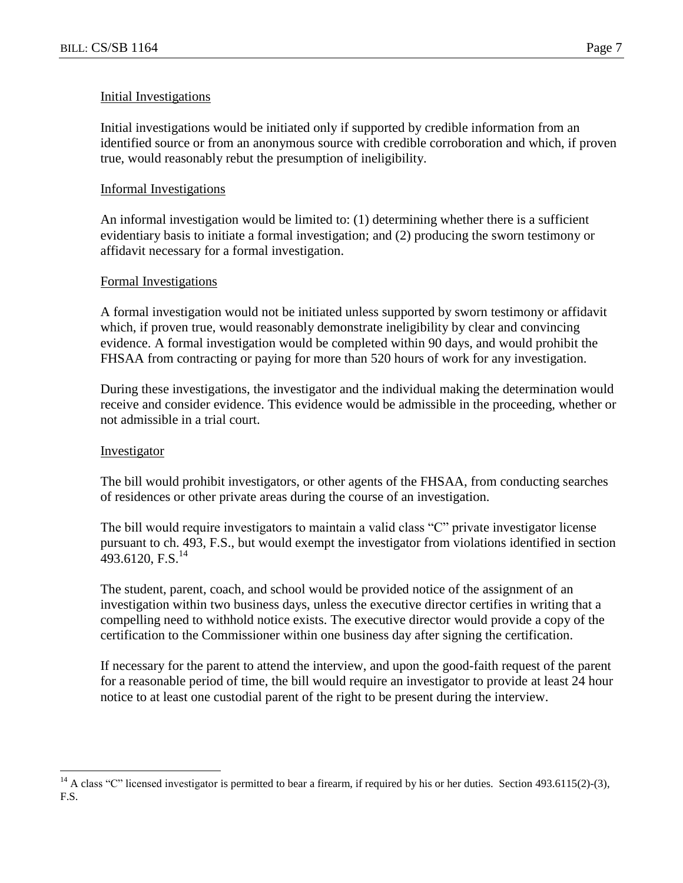Initial Investigations

Initial investigations would be initiated only if supported by credible information from an identified source or from an anonymous source with credible corroboration and which, if proven true, would reasonably rebut the presumption of ineligibility.

Informal Investigations

An informal investigation would be limited to: (1) determining whether there is a sufficient evidentiary basis to initiate a formal investigation; and (2) producing the sworn testimony or affidavit necessary for a formal investigation.

Formal Investigations

A formal investigation would not be initiated unless supported by sworn testimony or affidavit which, if proven true, would reasonably demonstrate ineligibility by clear and convincing evidence. A formal investigation would be completed within 90 days, and would prohibit the FHSAA from contracting or paying for more than 520 hours of work for any investigation.

During these investigations, the investigator and the individual making the determination would receive and consider evidence. This evidence would be admissible in the proceeding, whether or not admissible in a trial court.

Investigator

The bill would prohibit investigators, or other agents of the FHSAA, from conducting searches of residences or other private areas during the course of an investigation.

The bill would require investigators to maintain a valid class "C" private investigator license pursuant to ch. 493, F.S., but would exempt the investigator from violations identified in section 493.6120, F.S.[14]

The student, parent, coach, and school would be provided notice of the assignment of an investigation within two business days, unless the executive director certifies in writing that a compelling need to withhold notice exists. The executive director would provide a copy of the certification to the Commissioner within one business day after signing the certification.

If necessary for the parent to attend the interview, and upon the good-faith request of the parent for a reasonable period of time, the bill would require an investigator to provide at least 24 hour notice to at least one custodial parent of the right to be present during the interview.

---

[14] A class "C" licensed investigator is permitted to bear a firearm, if required by his or her duties. Section 493.6115(2)-(3), F.S.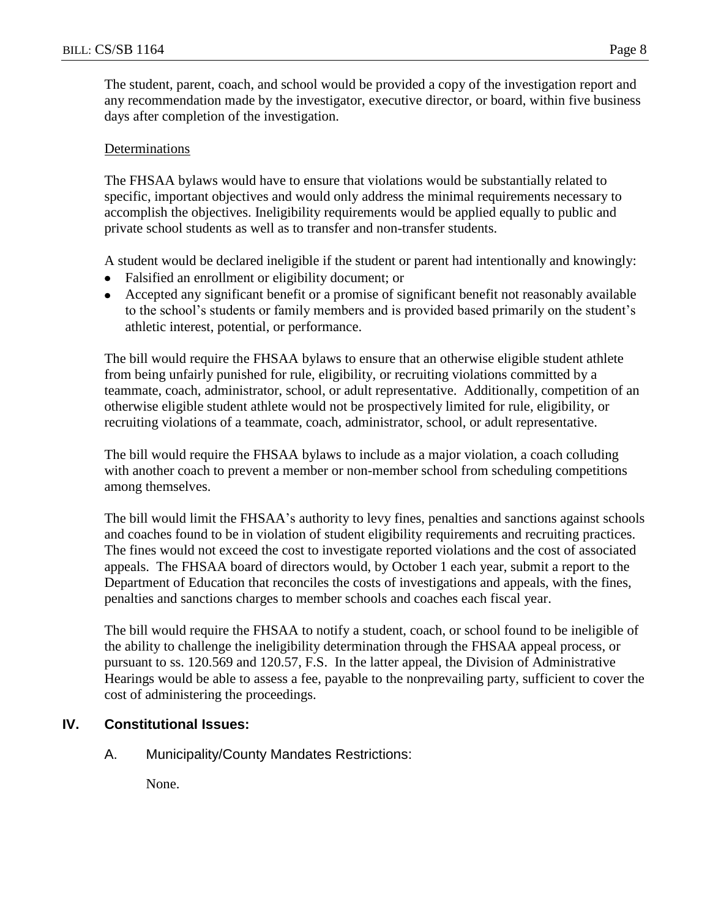The student, parent, coach, and school would be provided a copy of the investigation report and any recommendation made by the investigator, executive director, or board, within five business days after completion of the investigation.

Determinations

The FHSAA bylaws would have to ensure that violations would be substantially related to specific, important objectives and would only address the minimal requirements necessary to accomplish the objectives. Ineligibility requirements would be applied equally to public and private school students as well as to transfer and non-transfer students.

A student would be declared ineligible if the student or parent had intentionally and knowingly:

- Falsified an enrollment or eligibility document; or
- Accepted any significant benefit or a promise of significant benefit not reasonably available to the school's students or family members and is provided based primarily on the student's athletic interest, potential, or performance.

The bill would require the FHSAA bylaws to ensure that an otherwise eligible student athlete from being unfairly punished for rule, eligibility, or recruiting violations committed by a teammate, coach, administrator, school, or adult representative. Additionally, competition of an otherwise eligible student athlete would not be prospectively limited for rule, eligibility, or recruiting violations of a teammate, coach, administrator, school, or adult representative.

The bill would require the FHSAA bylaws to include as a major violation, a coach colluding with another coach to prevent a member or non-member school from scheduling competitions among themselves.

The bill would limit the FHSAA's authority to levy fines, penalties and sanctions against schools and coaches found to be in violation of student eligibility requirements and recruiting practices. The fines would not exceed the cost to investigate reported violations and the cost of associated appeals. The FHSAA board of directors would, by October 1 each year, submit a report to the Department of Education that reconciles the costs of investigations and appeals, with the fines, penalties and sanctions charges to member schools and coaches each fiscal year.

The bill would require the FHSAA to notify a student, coach, or school found to be ineligible of the ability to challenge the ineligibility determination through the FHSAA appeal process, or pursuant to ss. 120.569 and 120.57, F.S. In the latter appeal, the Division of Administrative Hearings would be able to assess a fee, payable to the nonprevailing party, sufficient to cover the cost of administering the proceedings.

## IV. Constitutional Issues:

A. Municipality/County Mandates Restrictions:

None.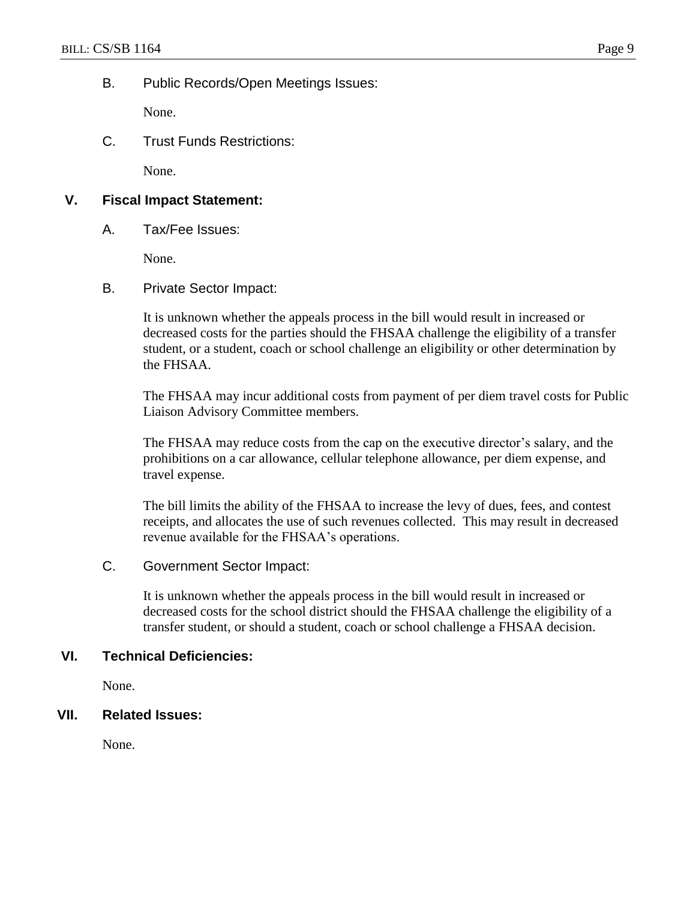### B. Public Records/Open Meetings Issues:

None.

### C. Trust Funds Restrictions:

None.

## V. Fiscal Impact Statement:

### A. Tax/Fee Issues:

None.

### B. Private Sector Impact:

It is unknown whether the appeals process in the bill would result in increased or decreased costs for the parties should the FHSAA challenge the eligibility of a transfer student, or a student, coach or school challenge an eligibility or other determination by the FHSAA.

The FHSAA may incur additional costs from payment of per diem travel costs for Public Liaison Advisory Committee members.

The FHSAA may reduce costs from the cap on the executive director's salary, and the prohibitions on a car allowance, cellular telephone allowance, per diem expense, and travel expense.

The bill limits the ability of the FHSAA to increase the levy of dues, fees, and contest receipts, and allocates the use of such revenues collected. This may result in decreased revenue available for the FHSAA's operations.

### C. Government Sector Impact:

It is unknown whether the appeals process in the bill would result in increased or decreased costs for the school district should the FHSAA challenge the eligibility of a transfer student, or should a student, coach or school challenge a FHSAA decision.

## VI. Technical Deficiencies:

None.

## VII. Related Issues:

None.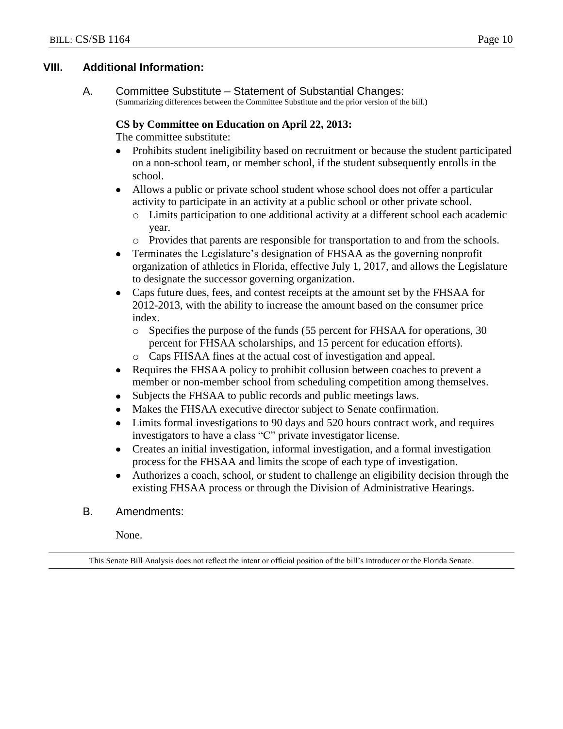## VIII. Additional Information:

### A. Committee Substitute – Statement of Substantial Changes:

(Summarizing differences between the Committee Substitute and the prior version of the bill.)

**CS by Committee on Education on April 22, 2013:**

The committee substitute:

- Prohibits student ineligibility based on recruitment or because the student participated on a non-school team, or member school, if the student subsequently enrolls in the school.
- Allows a public or private school student whose school does not offer a particular activity to participate in an activity at a public school or other private school.
  - Limits participation to one additional activity at a different school each academic year.
  - Provides that parents are responsible for transportation to and from the schools.
- Terminates the Legislature's designation of FHSAA as the governing nonprofit organization of athletics in Florida, effective July 1, 2017, and allows the Legislature to designate the successor governing organization.
- Caps future dues, fees, and contest receipts at the amount set by the FHSAA for 2012-2013, with the ability to increase the amount based on the consumer price index.
  - Specifies the purpose of the funds (55 percent for FHSAA for operations, 30 percent for FHSAA scholarships, and 15 percent for education efforts).
  - Caps FHSAA fines at the actual cost of investigation and appeal.
- Requires the FHSAA policy to prohibit collusion between coaches to prevent a member or non-member school from scheduling competition among themselves.
- Subjects the FHSAA to public records and public meetings laws.
- Makes the FHSAA executive director subject to Senate confirmation.
- Limits formal investigations to 90 days and 520 hours contract work, and requires investigators to have a class "C" private investigator license.
- Creates an initial investigation, informal investigation, and a formal investigation process for the FHSAA and limits the scope of each type of investigation.
- Authorizes a coach, school, or student to challenge an eligibility decision through the existing FHSAA process or through the Division of Administrative Hearings.

### B. Amendments:

None.

This Senate Bill Analysis does not reflect the intent or official position of the bill's introducer or the Florida Senate.